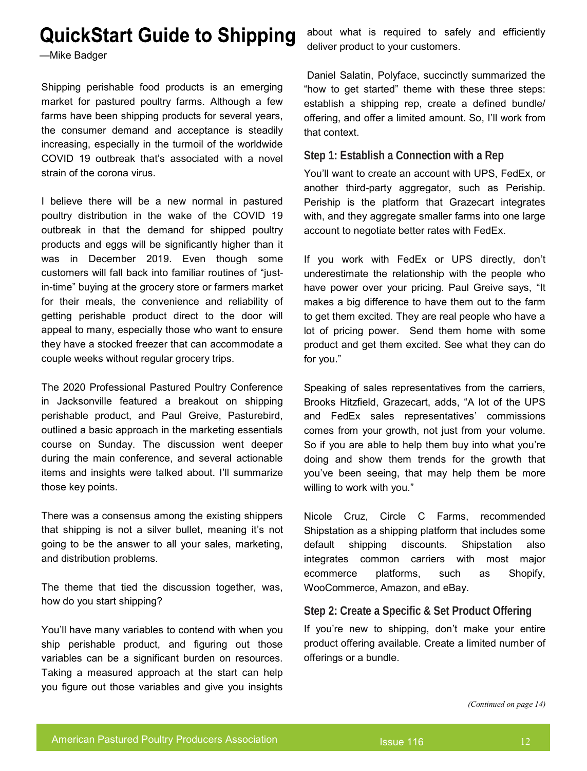# QuickStart Guide to Shipping

—Mike Badger

Shipping perishable food products is an emerging market for pastured poultry farms. Although a few farms have been shipping products for several years, the consumer demand and acceptance is steadily increasing, especially in the turmoil of the worldwide COVID 19 outbreak that's associated with a novel strain of the corona virus.

I believe there will be a new normal in pastured poultry distribution in the wake of the COVID 19 outbreak in that the demand for shipped poultry products and eggs will be significantly higher than it was in December 2019. Even though some customers will fall back into familiar routines of "just-in-time" buying at the grocery store or farmers market for their meals, the convenience and reliability of getting perishable product direct to the door will appeal to many, especially those who want to ensure they have a stocked freezer that can accommodate a couple weeks without regular grocery trips.

The 2020 Professional Pastured Poultry Conference in Jacksonville featured a breakout on shipping perishable product, and Paul Greive, Pasturebird, outlined a basic approach in the marketing essentials course on Sunday. The discussion went deeper during the main conference, and several actionable items and insights were talked about. I'll summarize those key points.

There was a consensus among the existing shippers that shipping is not a silver bullet, meaning it's not going to be the answer to all your sales, marketing, and distribution problems.

The theme that tied the discussion together, was, how do you start shipping?

You'll have many variables to contend with when you ship perishable product, and figuring out those variables can be a significant burden on resources. Taking a measured approach at the start can help you figure out those variables and give you insights about what is required to safely and efficiently deliver product to your customers.

Daniel Salatin, Polyface, succinctly summarized the "how to get started" theme with these three steps: establish a shipping rep, create a defined bundle/offering, and offer a limited amount. So, I'll work from that context.

## Step 1: Establish a Connection with a Rep

You'll want to create an account with UPS, FedEx, or another third-party aggregator, such as Periship. Periship is the platform that Grazecart integrates with, and they aggregate smaller farms into one large account to negotiate better rates with FedEx.

If you work with FedEx or UPS directly, don't underestimate the relationship with the people who have power over your pricing. Paul Greive says, "It makes a big difference to have them out to the farm to get them excited. They are real people who have a lot of pricing power. Send them home with some product and get them excited. See what they can do for you."

Speaking of sales representatives from the carriers, Brooks Hitzfield, Grazecart, adds, "A lot of the UPS and FedEx sales representatives' commissions comes from your growth, not just from your volume. So if you are able to help them buy into what you're doing and show them trends for the growth that you've been seeing, that may help them be more willing to work with you."

Nicole Cruz, Circle C Farms, recommended Shipstation as a shipping platform that includes some default shipping discounts. Shipstation also integrates common carriers with most major ecommerce platforms, such as Shopify, WooCommerce, Amazon, and eBay.

## Step 2: Create a Specific & Set Product Offering

If you're new to shipping, don't make your entire product offering available. Create a limited number of offerings or a bundle.

*(Continued on page 14)*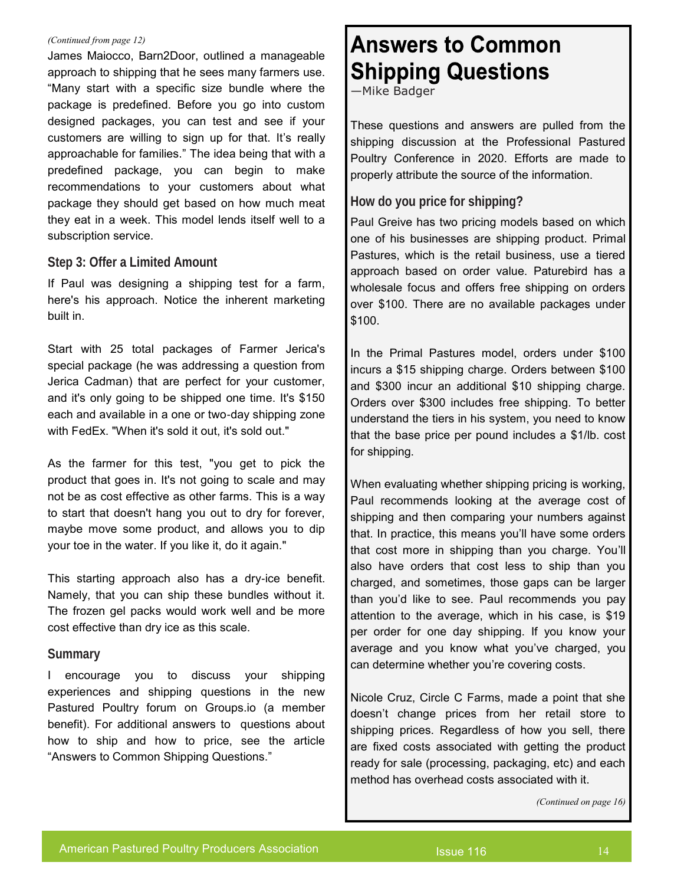*(Continued from page 12)*

James Maiocco, Barn2Door, outlined a manageable approach to shipping that he sees many farmers use. “Many start with a specific size bundle where the package is predefined. Before you go into custom designed packages, you can test and see if your customers are willing to sign up for that. It’s really approachable for families.” The idea being that with a predefined package, you can begin to make recommendations to your customers about what package they should get based on how much meat they eat in a week. This model lends itself well to a subscription service.

### Step 3: Offer a Limited Amount

If Paul was designing a shipping test for a farm, here's his approach. Notice the inherent marketing built in.

Start with 25 total packages of Farmer Jerica's special package (he was addressing a question from Jerica Cadman) that are perfect for your customer, and it's only going to be shipped one time. It's $150 each and available in a one or two-day shipping zone with FedEx. "When it's sold it out, it's sold out."

As the farmer for this test, "you get to pick the product that goes in. It's not going to scale and may not be as cost effective as other farms. This is a way to start that doesn't hang you out to dry for forever, maybe move some product, and allows you to dip your toe in the water. If you like it, do it again."

This starting approach also has a dry-ice benefit. Namely, that you can ship these bundles without it. The frozen gel packs would work well and be more cost effective than dry ice as this scale.

### Summary

I encourage you to discuss your shipping experiences and shipping questions in the new Pastured Poultry forum on Groups.io (a member benefit). For additional answers to questions about how to ship and how to price, see the article “Answers to Common Shipping Questions.”

## Answers to Common Shipping Questions

—Mike Badger

These questions and answers are pulled from the shipping discussion at the Professional Pastured Poultry Conference in 2020. Efforts are made to properly attribute the source of the information.

### How do you price for shipping?

Paul Greive has two pricing models based on which one of his businesses are shipping product. Primal Pastures, which is the retail business, use a tiered approach based on order value. Paturebird has a wholesale focus and offers free shipping on orders over $100. There are no available packages under $100.

In the Primal Pastures model, orders under $100 incurs a $15 shipping charge. Orders between $100 and $300 incur an additional $10 shipping charge. Orders over $300 includes free shipping. To better understand the tiers in his system, you need to know that the base price per pound includes a $1/lb. cost for shipping.

When evaluating whether shipping pricing is working, Paul recommends looking at the average cost of shipping and then comparing your numbers against that. In practice, this means you’ll have some orders that cost more in shipping than you charge. You’ll also have orders that cost less to ship than you charged, and sometimes, those gaps can be larger than you’d like to see. Paul recommends you pay attention to the average, which in his case, is $19 per order for one day shipping. If you know your average and you know what you’ve charged, you can determine whether you’re covering costs.

Nicole Cruz, Circle C Farms, made a point that she doesn’t change prices from her retail store to shipping prices. Regardless of how you sell, there are fixed costs associated with getting the product ready for sale (processing, packaging, etc) and each method has overhead costs associated with it.

*(Continued on page 16)*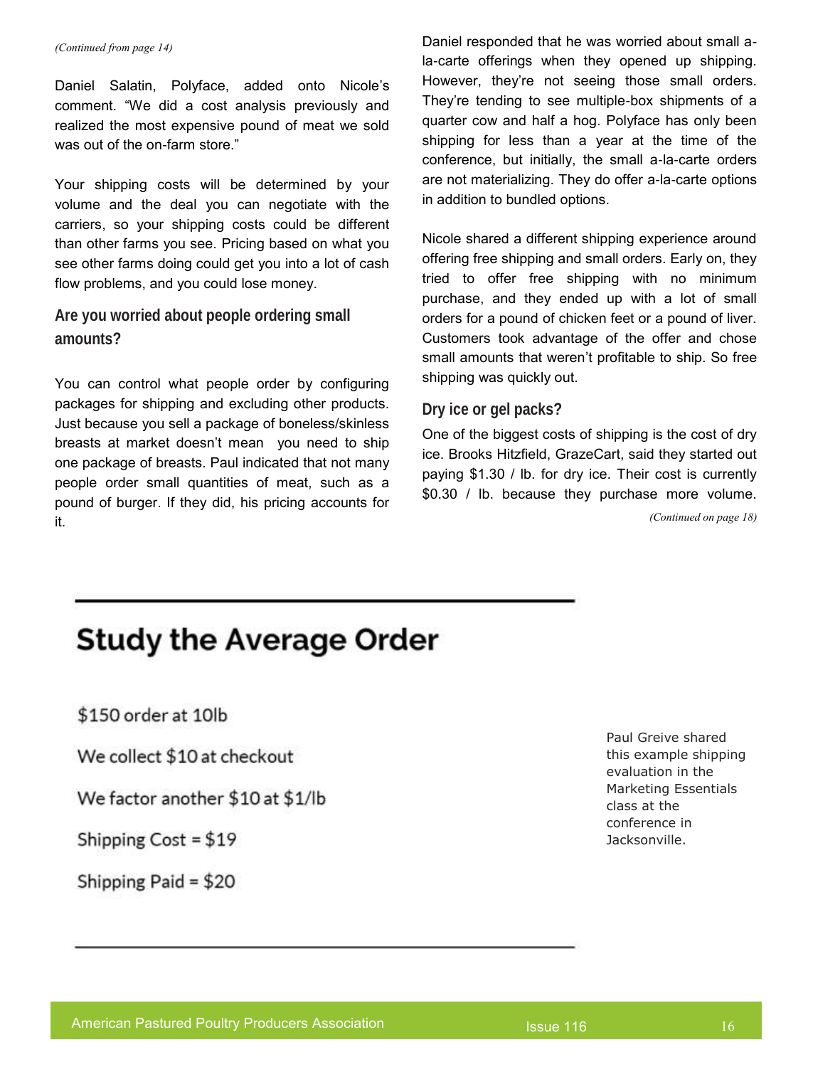*(Continued from page 14)*

Daniel Salatin, Polyface, added onto Nicole's comment. "We did a cost analysis previously and realized the most expensive pound of meat we sold was out of the on-farm store."

Your shipping costs will be determined by your volume and the deal you can negotiate with the carriers, so your shipping costs could be different than other farms you see. Pricing based on what you see other farms doing could get you into a lot of cash flow problems, and you could lose money.

### Are you worried about people ordering small amounts?

You can control what people order by configuring packages for shipping and excluding other products. Just because you sell a package of boneless/skinless breasts at market doesn't mean you need to ship one package of breasts. Paul indicated that not many people order small quantities of meat, such as a pound of burger. If they did, his pricing accounts for it.

Daniel responded that he was worried about small a-la-carte offerings when they opened up shipping. However, they're not seeing those small orders. They're tending to see multiple-box shipments of a quarter cow and half a hog. Polyface has only been shipping for less than a year at the time of the conference, but initially, the small a-la-carte orders are not materializing. They do offer a-la-carte options in addition to bundled options.

Nicole shared a different shipping experience around offering free shipping and small orders. Early on, they tried to offer free shipping with no minimum purchase, and they ended up with a lot of small orders for a pound of chicken feet or a pound of liver. Customers took advantage of the offer and chose small amounts that weren't profitable to ship. So free shipping was quickly out.

### Dry ice or gel packs?

One of the biggest costs of shipping is the cost of dry ice. Brooks Hitzfield, GrazeCart, said they started out paying $1.30 / lb. for dry ice. Their cost is currently $0.30 / lb. because they purchase more volume.

*(Continued on page 18)*

---

## Study the Average Order

$150 order at 10lb

We collect $10 at checkout

We factor another $10 at $1/lb

Shipping Cost = $19

Shipping Paid = $20

---

Paul Greive shared this example shipping evaluation in the Marketing Essentials class at the conference in Jacksonville.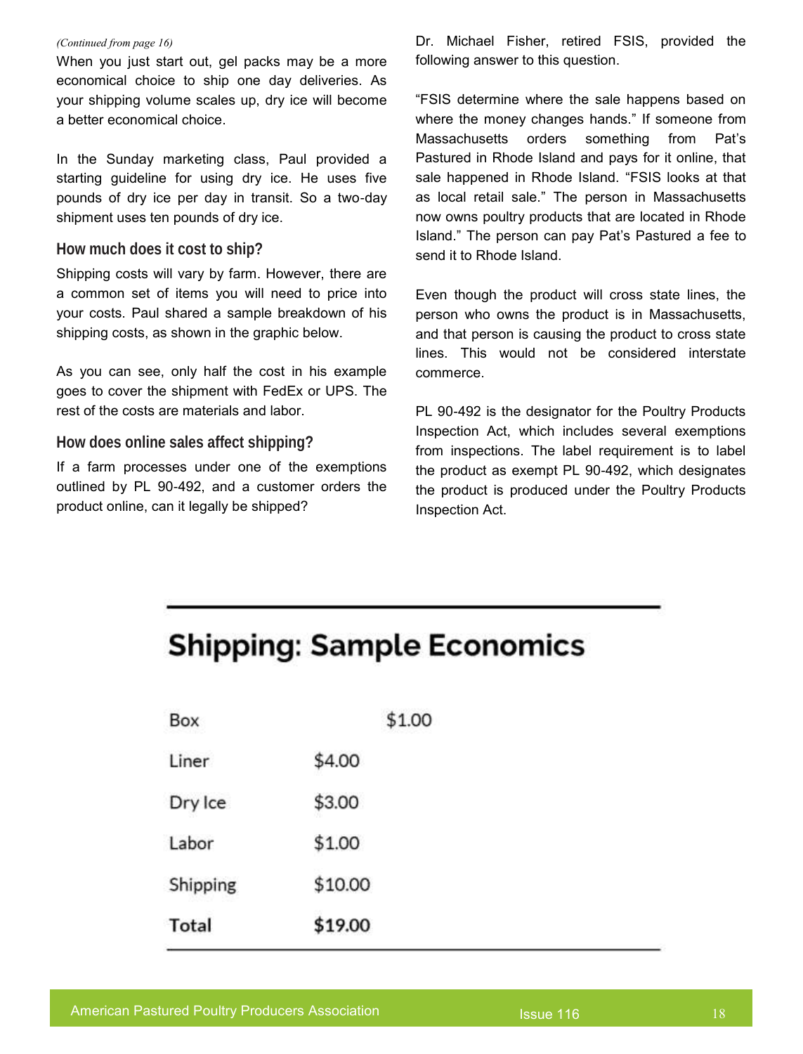*(Continued from page 16)*

When you just start out, gel packs may be a more economical choice to ship one day deliveries. As your shipping volume scales up, dry ice will become a better economical choice.

In the Sunday marketing class, Paul provided a starting guideline for using dry ice. He uses five pounds of dry ice per day in transit. So a two-day shipment uses ten pounds of dry ice.

### How much does it cost to ship?

Shipping costs will vary by farm. However, there are a common set of items you will need to price into your costs. Paul shared a sample breakdown of his shipping costs, as shown in the graphic below.

As you can see, only half the cost in his example goes to cover the shipment with FedEx or UPS. The rest of the costs are materials and labor.

### How does online sales affect shipping?

If a farm processes under one of the exemptions outlined by PL 90-492, and a customer orders the product online, can it legally be shipped?

Dr. Michael Fisher, retired FSIS, provided the following answer to this question.

"FSIS determine where the sale happens based on where the money changes hands." If someone from Massachusetts orders something from Pat's Pastured in Rhode Island and pays for it online, that sale happened in Rhode Island. "FSIS looks at that as local retail sale." The person in Massachusetts now owns poultry products that are located in Rhode Island." The person can pay Pat's Pastured a fee to send it to Rhode Island.

Even though the product will cross state lines, the person who owns the product is in Massachusetts, and that person is causing the product to cross state lines. This would not be considered interstate commerce.

PL 90-492 is the designator for the Poultry Products Inspection Act, which includes several exemptions from inspections. The label requirement is to label the product as exempt PL 90-492, which designates the product is produced under the Poultry Products Inspection Act.

## Shipping: Sample Economics

| | | |
|---|---|---|
| Box | | $1.00 |
| Liner | $4.00 | |
| Dry Ice | $3.00 | |
| Labor | $1.00 | |
| Shipping | $10.00 | |
| **Total** | **$19.00** | |